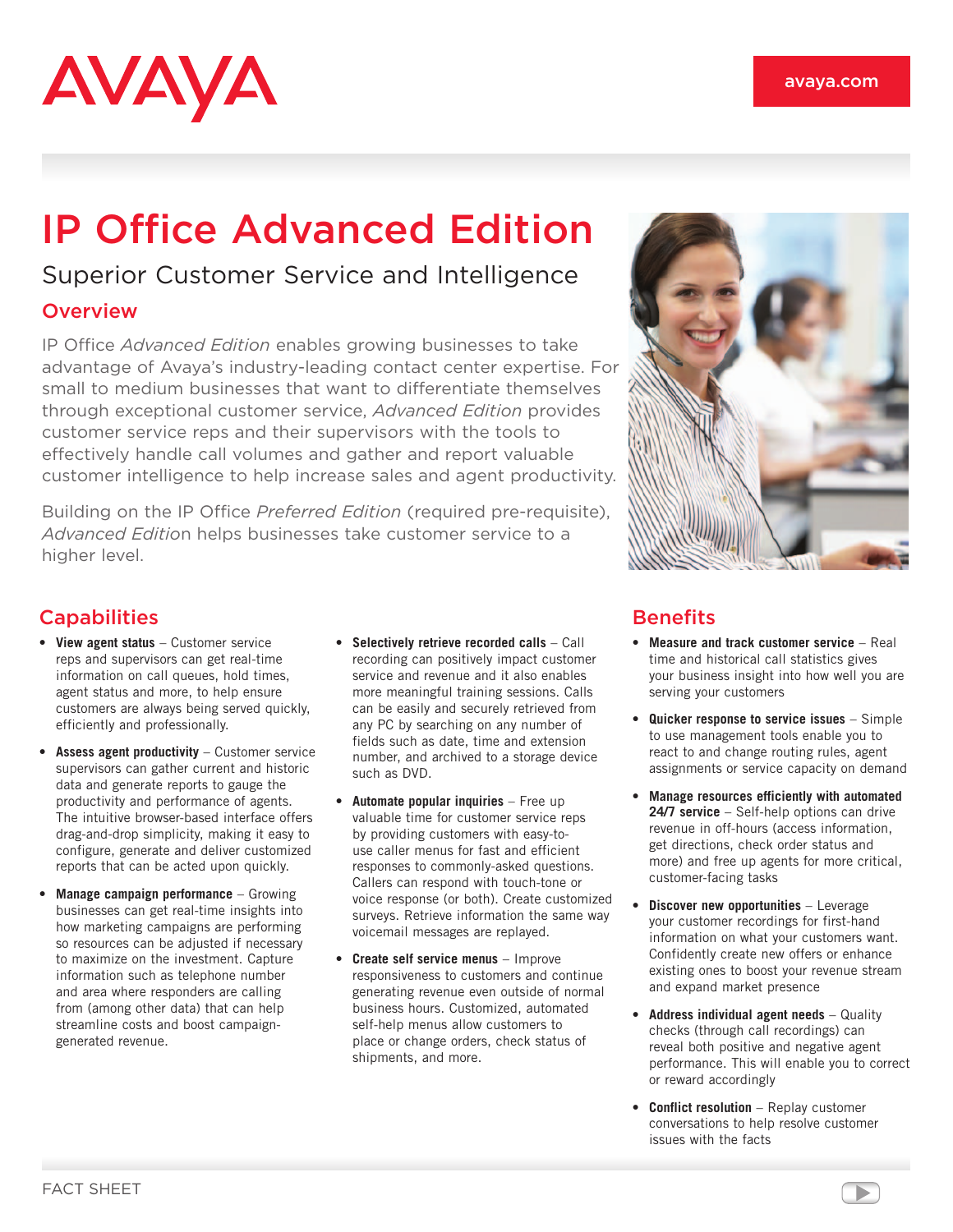# IP Office Advanced Edition

## Superior Customer Service and Intelligence

### Overview

IP Office *Advanced Edition* enables growing businesses to take advantage of Avaya's industry-leading contact center expertise. For small to medium businesses that want to differentiate themselves through exceptional customer service, *Advanced Edition* provides customer service reps and their supervisors with the tools to effectively handle call volumes and gather and report valuable customer intelligence to help increase sales and agent productivity.

Building on the IP Office *Preferred Edition* (required pre-requisite), *Advanced Edition* helps businesses take customer service to a higher level.

## Capabilities

- **View agent status** – Customer service reps and supervisors can get real-time information on call queues, hold times, agent status and more, to help ensure customers are always being served quickly, efficiently and professionally.
- **Assess agent productivity** – Customer service supervisors can gather current and historic data and generate reports to gauge the productivity and performance of agents. The intuitive browser-based interface offers drag-and-drop simplicity, making it easy to configure, generate and deliver customized reports that can be acted upon quickly.
- **Manage campaign performance** – Growing businesses can get real-time insights into how marketing campaigns are performing so resources can be adjusted if necessary to maximize on the investment. Capture information such as telephone number and area where responders are calling from (among other data) that can help streamline costs and boost campaign-generated revenue.
- **Selectively retrieve recorded calls** – Call recording can positively impact customer service and revenue and it also enables more meaningful training sessions. Calls can be easily and securely retrieved from any PC by searching on any number of fields such as date, time and extension number, and archived to a storage device such as DVD.
- **Automate popular inquiries** – Free up valuable time for customer service reps by providing customers with easy-to-use caller menus for fast and efficient responses to commonly-asked questions. Callers can respond with touch-tone or voice response (or both). Create customized surveys. Retrieve information the same way voicemail messages are replayed.
- **Create self service menus** – Improve responsiveness to customers and continue generating revenue even outside of normal business hours. Customized, automated self-help menus allow customers to place or change orders, check status of shipments, and more.

## Benefits

- **Measure and track customer service** – Real time and historical call statistics gives your business insight into how well you are serving your customers
- **Quicker response to service issues** – Simple to use management tools enable you to react to and change routing rules, agent assignments or service capacity on demand
- **Manage resources efficiently with automated 24/7 service** – Self-help options can drive revenue in off-hours (access information, get directions, check order status and more) and free up agents for more critical, customer-facing tasks
- **Discover new opportunities** – Leverage your customer recordings for first-hand information on what your customers want. Confidently create new offers or enhance existing ones to boost your revenue stream and expand market presence
- **Address individual agent needs** – Quality checks (through call recordings) can reveal both positive and negative agent performance. This will enable you to correct or reward accordingly
- **Conflict resolution** – Replay customer conversations to help resolve customer issues with the facts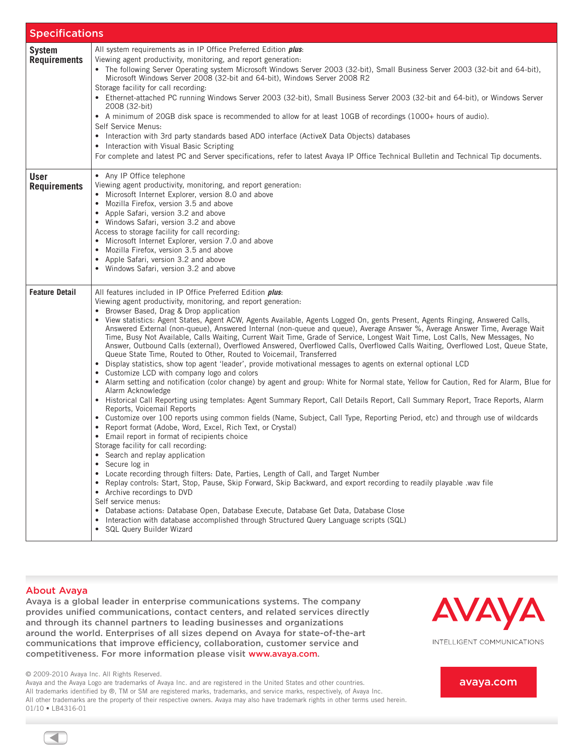## Specifications

| | |
|---|---|
| **System Requirements** | All system requirements as in IP Office Preferred Edition ***plus***:<br>Viewing agent productivity, monitoring, and report generation:<br>• The following Server Operating system Microsoft Windows Server 2003 (32-bit), Small Business Server 2003 (32-bit and 64-bit), Microsoft Windows Server 2008 (32-bit and 64-bit), Windows Server 2008 R2<br>Storage facility for call recording:<br>• Ethernet-attached PC running Windows Server 2003 (32-bit), Small Business Server 2003 (32-bit and 64-bit), or Windows Server 2008 (32-bit)<br>• A minimum of 20GB disk space is recommended to allow for at least 10GB of recordings (1000+ hours of audio).<br>Self Service Menus:<br>• Interaction with 3rd party standards based ADO interface (ActiveX Data Objects) databases<br>• Interaction with Visual Basic Scripting<br>For complete and latest PC and Server specifications, refer to latest Avaya IP Office Technical Bulletin and Technical Tip documents. |
| **User Requirements** | • Any IP Office telephone<br>Viewing agent productivity, monitoring, and report generation:<br>• Microsoft Internet Explorer, version 8.0 and above<br>• Mozilla Firefox, version 3.5 and above<br>• Apple Safari, version 3.2 and above<br>• Windows Safari, version 3.2 and above<br>Access to storage facility for call recording:<br>• Microsoft Internet Explorer, version 7.0 and above<br>• Mozilla Firefox, version 3.5 and above<br>• Apple Safari, version 3.2 and above<br>• Windows Safari, version 3.2 and above |
| **Feature Detail** | All features included in IP Office Preferred Edition ***plus***:<br>Viewing agent productivity, monitoring, and report generation:<br>• Browser Based, Drag & Drop application<br>• View statistics: Agent States, Agent ACW, Agents Available, Agents Logged On, gents Present, Agents Ringing, Answered Calls, Answered External (non-queue), Answered Internal (non-queue and queue), Average Answer %, Average Answer Time, Average Wait Time, Busy Not Available, Calls Waiting, Current Wait Time, Grade of Service, Longest Wait Time, Lost Calls, New Messages, No Answer, Outbound Calls (external), Overflowed Answered, Overflowed Calls, Overflowed Calls Waiting, Overflowed Lost, Queue State, Queue State Time, Routed to Other, Routed to Voicemail, Transferred<br>• Display statistics, show top agent 'leader', provide motivational messages to agents on external optional LCD<br>• Customize LCD with company logo and colors<br>• Alarm setting and notification (color change) by agent and group: White for Normal state, Yellow for Caution, Red for Alarm, Blue for Alarm Acknowledge<br>• Historical Call Reporting using templates: Agent Summary Report, Call Details Report, Call Summary Report, Trace Reports, Alarm Reports, Voicemail Reports<br>• Customize over 100 reports using common fields (Name, Subject, Call Type, Reporting Period, etc) and through use of wildcards<br>• Report format (Adobe, Word, Excel, Rich Text, or Crystal)<br>• Email report in format of recipients choice<br>Storage facility for call recording:<br>• Search and replay application<br>• Secure log in<br>• Locate recording through filters: Date, Parties, Length of Call, and Target Number<br>• Replay controls: Start, Stop, Pause, Skip Forward, Skip Backward, and export recording to readily playable .wav file<br>• Archive recordings to DVD<br>Self service menus:<br>• Database actions: Database Open, Database Execute, Database Get Data, Database Close<br>• Interaction with database accomplished through Structured Query Language scripts (SQL)<br>• SQL Query Builder Wizard |

## About Avaya

Avaya is a global leader in enterprise communications systems. The company provides unified communications, contact centers, and related services directly and through its channel partners to leading businesses and organizations around the world. Enterprises of all sizes depend on Avaya for state-of-the-art communications that improve efficiency, collaboration, customer service and competitiveness. For more information please visit www.avaya.com.

AVAYA

INTELLIGENT COMMUNICATIONS

avaya.com

© 2009-2010 Avaya Inc. All Rights Reserved.
Avaya and the Avaya Logo are trademarks of Avaya Inc. and are registered in the United States and other countries.
All trademarks identified by ®, TM or SM are registered marks, trademarks, and service marks, respectively, of Avaya Inc.
All other trademarks are the property of their respective owners. Avaya may also have trademark rights in other terms used herein.
01/10 • LB4316-01